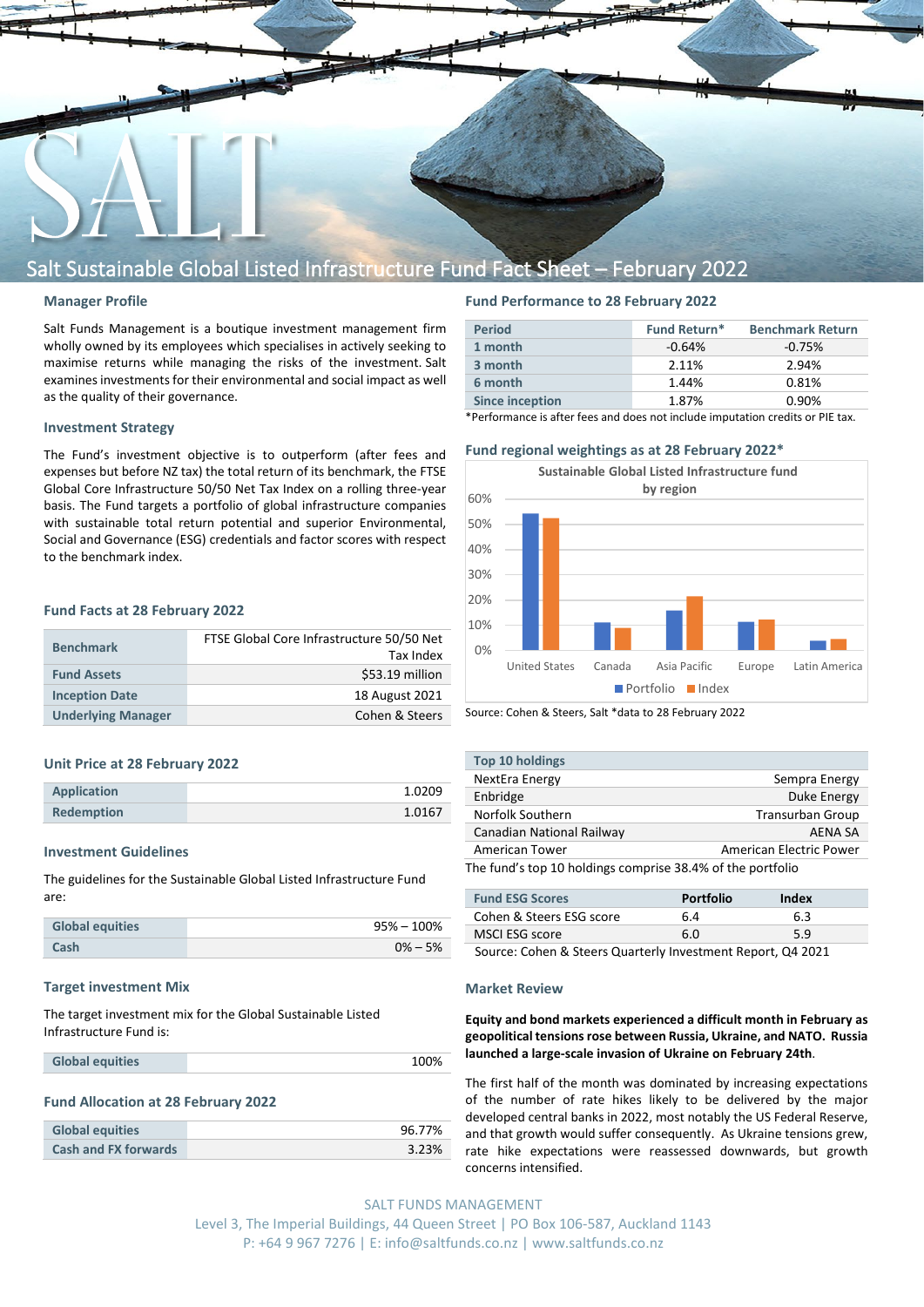# Salt Sustainable Global Listed Infrastructure Fund Fact Sheet – February 2022

## Manager Profile

Salt Funds Management is a boutique investment management firm wholly owned by its employees which specialises in actively seeking to maximise returns while managing the risks of the investment. Salt examines investments for their environmental and social impact as well as the quality of their governance.

## Investment Strategy

The Fund's investment objective is to outperform (after fees and expenses but before NZ tax) the total return of its benchmark, the FTSE Global Core Infrastructure 50/50 Net Tax Index on a rolling three-year basis. The Fund targets a portfolio of global infrastructure companies with sustainable total return potential and superior Environmental, Social and Governance (ESG) credentials and factor scores with respect to the benchmark index.

## Fund Facts at 28 February 2022

| | |
|---|---|
| **Benchmark** | FTSE Global Core Infrastructure 50/50 Net Tax Index |
| **Fund Assets** | $53.19 million |
| **Inception Date** | 18 August 2021 |
| **Underlying Manager** | Cohen & Steers |

## Unit Price at 28 February 2022

| | |
|---|---|
| **Application** | 1.0209 |
| **Redemption** | 1.0167 |

## Investment Guidelines

The guidelines for the Sustainable Global Listed Infrastructure Fund are:

| | |
|---|---|
| **Global equities** | 95% – 100% |
| **Cash** | 0% – 5% |

## Target investment Mix

The target investment mix for the Global Sustainable Listed Infrastructure Fund is:

| | |
|---|---|
| **Global equities** | 100% |

## Fund Allocation at 28 February 2022

| | |
|---|---|
| **Global equities** | 96.77% |
| **Cash and FX forwards** | 3.23% |

## Fund Performance to 28 February 2022

| Period | Fund Return* | Benchmark Return |
|---|---|---|
| 1 month | -0.64% | -0.75% |
| 3 month | 2.11% | 2.94% |
| 6 month | 1.44% | 0.81% |
| Since inception | 1.87% | 0.90% |

*Performance is after fees and does not include imputation credits or PIE tax.

## Fund regional weightings as at 28 February 2022*

Sustainable Global Listed Infrastructure fund by region

| Region | Portfolio | Index |
|---|---|---|
| United States | ~54% | ~52% |
| Canada | ~11% | ~8% |
| Asia Pacific | ~15% | ~21% |
| Europe | ~11% | ~12% |
| Latin America | ~3% | ~4% |

Source: Cohen & Steers, Salt *data to 28 February 2022

| Top 10 holdings | |
|---|---|
| NextEra Energy | Sempra Energy |
| Enbridge | Duke Energy |
| Norfolk Southern | Transurban Group |
| Canadian National Railway | AENA SA |
| American Tower | American Electric Power |

The fund's top 10 holdings comprise 38.4% of the portfolio

| Fund ESG Scores | Portfolio | Index |
|---|---|---|
| Cohen & Steers ESG score | 6.4 | 6.3 |
| MSCI ESG score | 6.0 | 5.9 |

Source: Cohen & Steers Quarterly Investment Report, Q4 2021

## Market Review

**Equity and bond markets experienced a difficult month in February as geopolitical tensions rose between Russia, Ukraine, and NATO. Russia launched a large-scale invasion of Ukraine on February 24th.**

The first half of the month was dominated by increasing expectations of the number of rate hikes likely to be delivered by the major developed central banks in 2022, most notably the US Federal Reserve, and that growth would suffer consequently. As Ukraine tensions grew, rate hike expectations were reassessed downwards, but growth concerns intensified.

SALT FUNDS MANAGEMENT
Level 3, The Imperial Buildings, 44 Queen Street | PO Box 106-587, Auckland 1143
P: +64 9 967 7276 | E: info@saltfunds.co.nz | www.saltfunds.co.nz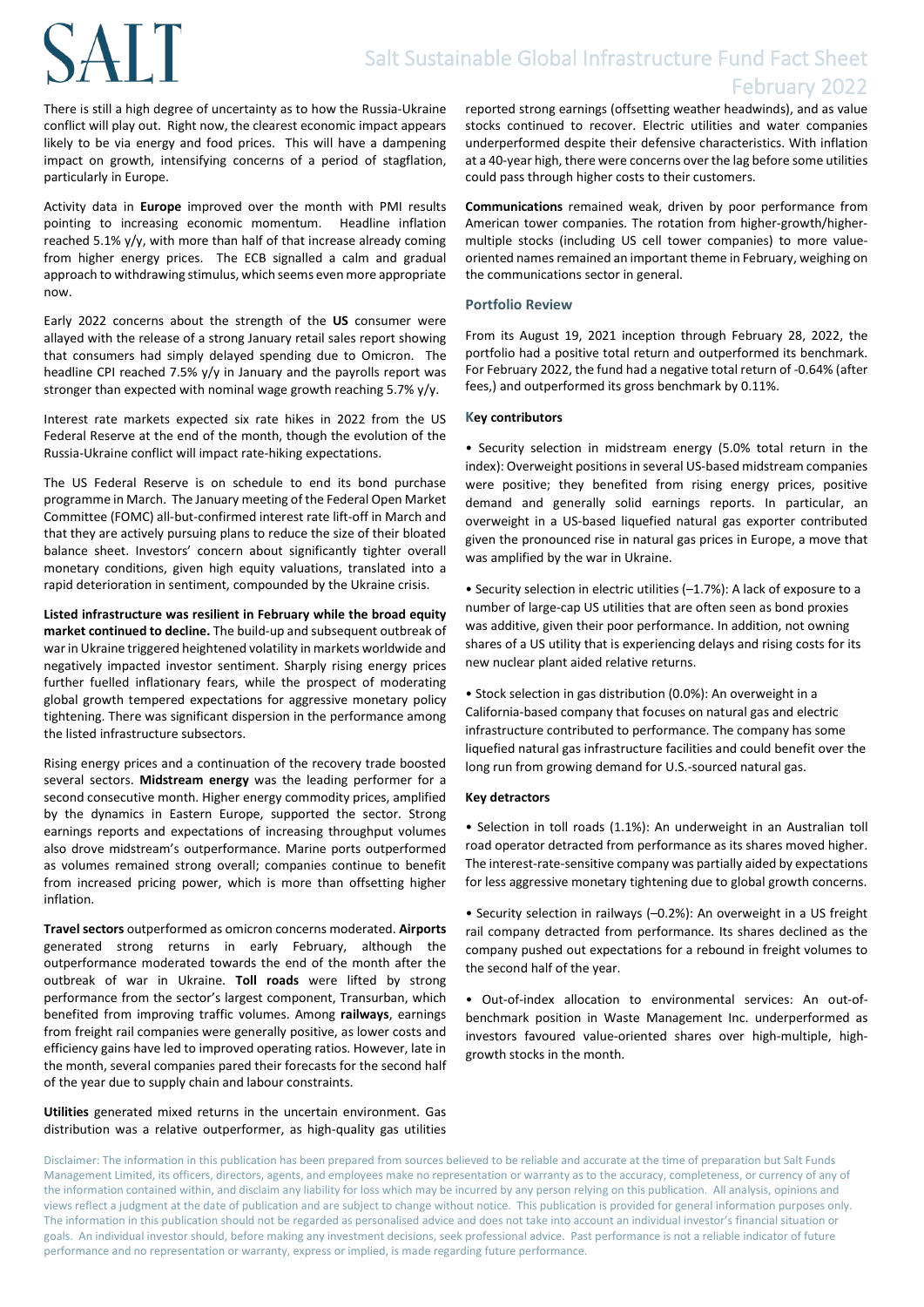There is still a high degree of uncertainty as to how the Russia-Ukraine conflict will play out. Right now, the clearest economic impact appears likely to be via energy and food prices. This will have a dampening impact on growth, intensifying concerns of a period of stagflation, particularly in Europe.

Activity data in **Europe** improved over the month with PMI results pointing to increasing economic momentum. Headline inflation reached 5.1% y/y, with more than half of that increase already coming from higher energy prices. The ECB signalled a calm and gradual approach to withdrawing stimulus, which seems even more appropriate now.

Early 2022 concerns about the strength of the **US** consumer were allayed with the release of a strong January retail sales report showing that consumers had simply delayed spending due to Omicron. The headline CPI reached 7.5% y/y in January and the payrolls report was stronger than expected with nominal wage growth reaching 5.7% y/y.

Interest rate markets expected six rate hikes in 2022 from the US Federal Reserve at the end of the month, though the evolution of the Russia-Ukraine conflict will impact rate-hiking expectations.

The US Federal Reserve is on schedule to end its bond purchase programme in March. The January meeting of the Federal Open Market Committee (FOMC) all-but-confirmed interest rate lift-off in March and that they are actively pursuing plans to reduce the size of their bloated balance sheet. Investors' concern about significantly tighter overall monetary conditions, given high equity valuations, translated into a rapid deterioration in sentiment, compounded by the Ukraine crisis.

**Listed infrastructure was resilient in February while the broad equity market continued to decline.** The build-up and subsequent outbreak of war in Ukraine triggered heightened volatility in markets worldwide and negatively impacted investor sentiment. Sharply rising energy prices further fuelled inflationary fears, while the prospect of moderating global growth tempered expectations for aggressive monetary policy tightening. There was significant dispersion in the performance among the listed infrastructure subsectors.

Rising energy prices and a continuation of the recovery trade boosted several sectors. **Midstream energy** was the leading performer for a second consecutive month. Higher energy commodity prices, amplified by the dynamics in Eastern Europe, supported the sector. Strong earnings reports and expectations of increasing throughput volumes also drove midstream's outperformance. Marine ports outperformed as volumes remained strong overall; companies continue to benefit from increased pricing power, which is more than offsetting higher inflation.

**Travel sectors** outperformed as omicron concerns moderated. **Airports** generated strong returns in early February, although the outperformance moderated towards the end of the month after the outbreak of war in Ukraine. **Toll roads** were lifted by strong performance from the sector's largest component, Transurban, which benefited from improving traffic volumes. Among **railways**, earnings from freight rail companies were generally positive, as lower costs and efficiency gains have led to improved operating ratios. However, late in the month, several companies pared their forecasts for the second half of the year due to supply chain and labour constraints.

**Utilities** generated mixed returns in the uncertain environment. Gas distribution was a relative outperformer, as high-quality gas utilities reported strong earnings (offsetting weather headwinds), and as value stocks continued to recover. Electric utilities and water companies underperformed despite their defensive characteristics. With inflation at a 40-year high, there were concerns over the lag before some utilities could pass through higher costs to their customers.

**Communications** remained weak, driven by poor performance from American tower companies. The rotation from higher-growth/higher-multiple stocks (including US cell tower companies) to more value-oriented names remained an important theme in February, weighing on the communications sector in general.

## Portfolio Review

From its August 19, 2021 inception through February 28, 2022, the portfolio had a positive total return and outperformed its benchmark. For February 2022, the fund had a negative total return of -0.64% (after fees,) and outperformed its gross benchmark by 0.11%.

### Key contributors

• Security selection in midstream energy (5.0% total return in the index): Overweight positions in several US-based midstream companies were positive; they benefited from rising energy prices, positive demand and generally solid earnings reports. In particular, an overweight in a US-based liquefied natural gas exporter contributed given the pronounced rise in natural gas prices in Europe, a move that was amplified by the war in Ukraine.

• Security selection in electric utilities (–1.7%): A lack of exposure to a number of large-cap US utilities that are often seen as bond proxies was additive, given their poor performance. In addition, not owning shares of a US utility that is experiencing delays and rising costs for its new nuclear plant aided relative returns.

• Stock selection in gas distribution (0.0%): An overweight in a California-based company that focuses on natural gas and electric infrastructure contributed to performance. The company has some liquefied natural gas infrastructure facilities and could benefit over the long run from growing demand for U.S.-sourced natural gas.

### Key detractors

• Selection in toll roads (1.1%): An underweight in an Australian toll road operator detracted from performance as its shares moved higher. The interest-rate-sensitive company was partially aided by expectations for less aggressive monetary tightening due to global growth concerns.

• Security selection in railways (–0.2%): An overweight in a US freight rail company detracted from performance. Its shares declined as the company pushed out expectations for a rebound in freight volumes to the second half of the year.

• Out-of-index allocation to environmental services: An out-of-benchmark position in Waste Management Inc. underperformed as investors favoured value-oriented shares over high-multiple, high-growth stocks in the month.

Disclaimer: The information in this publication has been prepared from sources believed to be reliable and accurate at the time of preparation but Salt Funds Management Limited, its officers, directors, agents, and employees make no representation or warranty as to the accuracy, completeness, or currency of any of the information contained within, and disclaim any liability for loss which may be incurred by any person relying on this publication. All analysis, opinions and views reflect a judgment at the date of publication and are subject to change without notice. This publication is provided for general information purposes only. The information in this publication should not be regarded as personalised advice and does not take into account an individual investor's financial situation or goals. An individual investor should, before making any investment decisions, seek professional advice. Past performance is not a reliable indicator of future performance and no representation or warranty, express or implied, is made regarding future performance.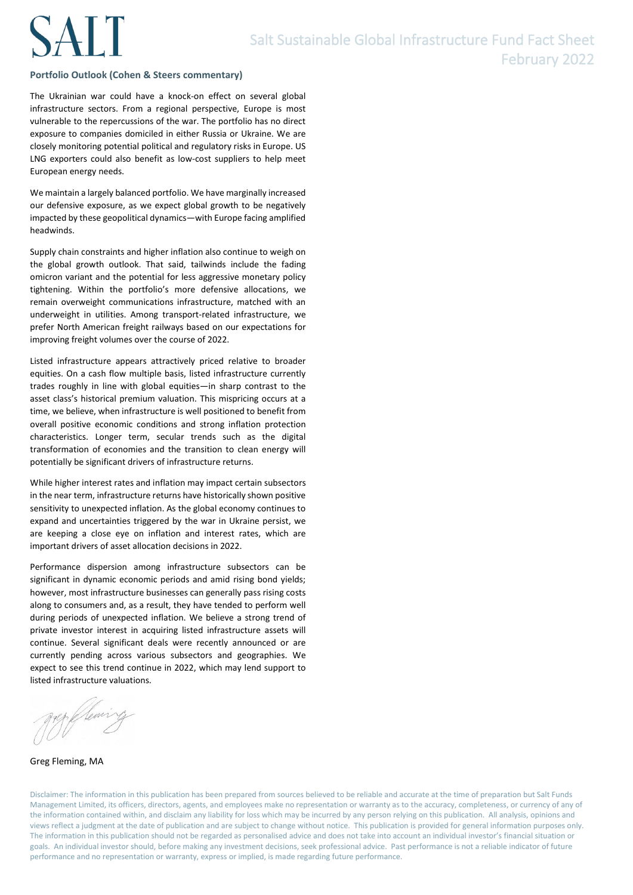## Portfolio Outlook (Cohen & Steers commentary)

The Ukrainian war could have a knock-on effect on several global infrastructure sectors. From a regional perspective, Europe is most vulnerable to the repercussions of the war. The portfolio has no direct exposure to companies domiciled in either Russia or Ukraine. We are closely monitoring potential political and regulatory risks in Europe. US LNG exporters could also benefit as low-cost suppliers to help meet European energy needs.

We maintain a largely balanced portfolio. We have marginally increased our defensive exposure, as we expect global growth to be negatively impacted by these geopolitical dynamics—with Europe facing amplified headwinds.

Supply chain constraints and higher inflation also continue to weigh on the global growth outlook. That said, tailwinds include the fading omicron variant and the potential for less aggressive monetary policy tightening. Within the portfolio's more defensive allocations, we remain overweight communications infrastructure, matched with an underweight in utilities. Among transport-related infrastructure, we prefer North American freight railways based on our expectations for improving freight volumes over the course of 2022.

Listed infrastructure appears attractively priced relative to broader equities. On a cash flow multiple basis, listed infrastructure currently trades roughly in line with global equities—in sharp contrast to the asset class's historical premium valuation. This mispricing occurs at a time, we believe, when infrastructure is well positioned to benefit from overall positive economic conditions and strong inflation protection characteristics. Longer term, secular trends such as the digital transformation of economies and the transition to clean energy will potentially be significant drivers of infrastructure returns.

While higher interest rates and inflation may impact certain subsectors in the near term, infrastructure returns have historically shown positive sensitivity to unexpected inflation. As the global economy continues to expand and uncertainties triggered by the war in Ukraine persist, we are keeping a close eye on inflation and interest rates, which are important drivers of asset allocation decisions in 2022.

Performance dispersion among infrastructure subsectors can be significant in dynamic economic periods and amid rising bond yields; however, most infrastructure businesses can generally pass rising costs along to consumers and, as a result, they have tended to perform well during periods of unexpected inflation. We believe a strong trend of private investor interest in acquiring listed infrastructure assets will continue. Several significant deals were recently announced or are currently pending across various subsectors and geographies. We expect to see this trend continue in 2022, which may lend support to listed infrastructure valuations.

Greg Fleming, MA

Disclaimer: The information in this publication has been prepared from sources believed to be reliable and accurate at the time of preparation but Salt Funds Management Limited, its officers, directors, agents, and employees make no representation or warranty as to the accuracy, completeness, or currency of any of the information contained within, and disclaim any liability for loss which may be incurred by any person relying on this publication. All analysis, opinions and views reflect a judgment at the date of publication and are subject to change without notice. This publication is provided for general information purposes only. The information in this publication should not be regarded as personalised advice and does not take into account an individual investor's financial situation or goals. An individual investor should, before making any investment decisions, seek professional advice. Past performance is not a reliable indicator of future performance and no representation or warranty, express or implied, is made regarding future performance.